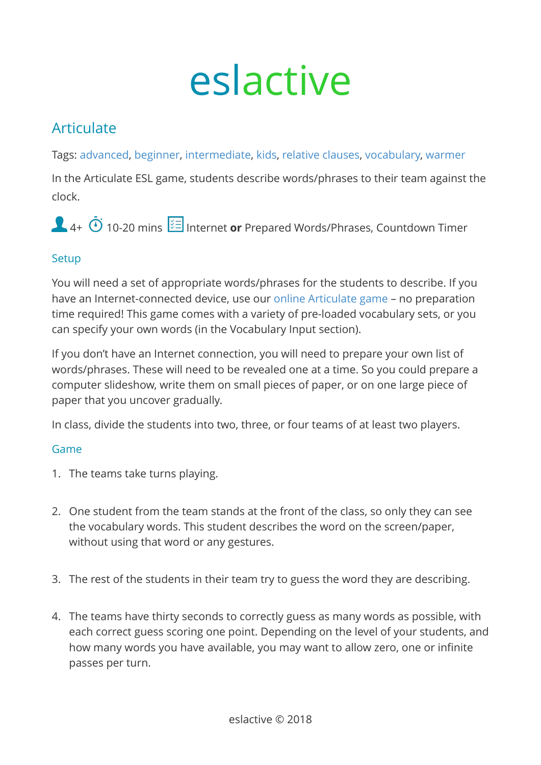# eslactive

## Articulate

Tags: advanced, beginner, intermediate, kids, relative clauses, vocabulary, warmer

In the Articulate ESL game, students describe words/phrases to their team against the clock.

4+ 10-20 mins Internet **or** Prepared Words/Phrases, Countdown Timer

### Setup

You will need a set of appropriate words/phrases for the students to describe. If you have an Internet-connected device, use our online Articulate game – no preparation time required! This game comes with a variety of pre-loaded vocabulary sets, or you can specify your own words (in the Vocabulary Input section).

If you don't have an Internet connection, you will need to prepare your own list of words/phrases. These will need to be revealed one at a time. So you could prepare a computer slideshow, write them on small pieces of paper, or on one large piece of paper that you uncover gradually.

In class, divide the students into two, three, or four teams of at least two players.

### Game

1. The teams take turns playing.

2. One student from the team stands at the front of the class, so only they can see the vocabulary words. This student describes the word on the screen/paper, without using that word or any gestures.

3. The rest of the students in their team try to guess the word they are describing.

4. The teams have thirty seconds to correctly guess as many words as possible, with each correct guess scoring one point. Depending on the level of your students, and how many words you have available, you may want to allow zero, one or infinite passes per turn.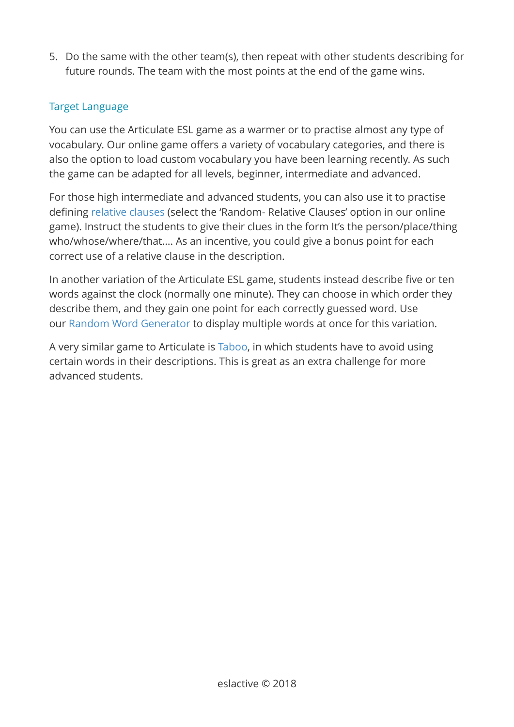5. Do the same with the other team(s), then repeat with other students describing for future rounds. The team with the most points at the end of the game wins.

## Target Language

You can use the Articulate ESL game as a warmer or to practise almost any type of vocabulary. Our online game offers a variety of vocabulary categories, and there is also the option to load custom vocabulary you have been learning recently. As such the game can be adapted for all levels, beginner, intermediate and advanced.

For those high intermediate and advanced students, you can also use it to practise defining relative clauses (select the 'Random- Relative Clauses' option in our online game). Instruct the students to give their clues in the form It's the person/place/thing who/whose/where/that…. As an incentive, you could give a bonus point for each correct use of a relative clause in the description.

In another variation of the Articulate ESL game, students instead describe five or ten words against the clock (normally one minute). They can choose in which order they describe them, and they gain one point for each correctly guessed word. Use our Random Word Generator to display multiple words at once for this variation.

A very similar game to Articulate is Taboo, in which students have to avoid using certain words in their descriptions. This is great as an extra challenge for more advanced students.